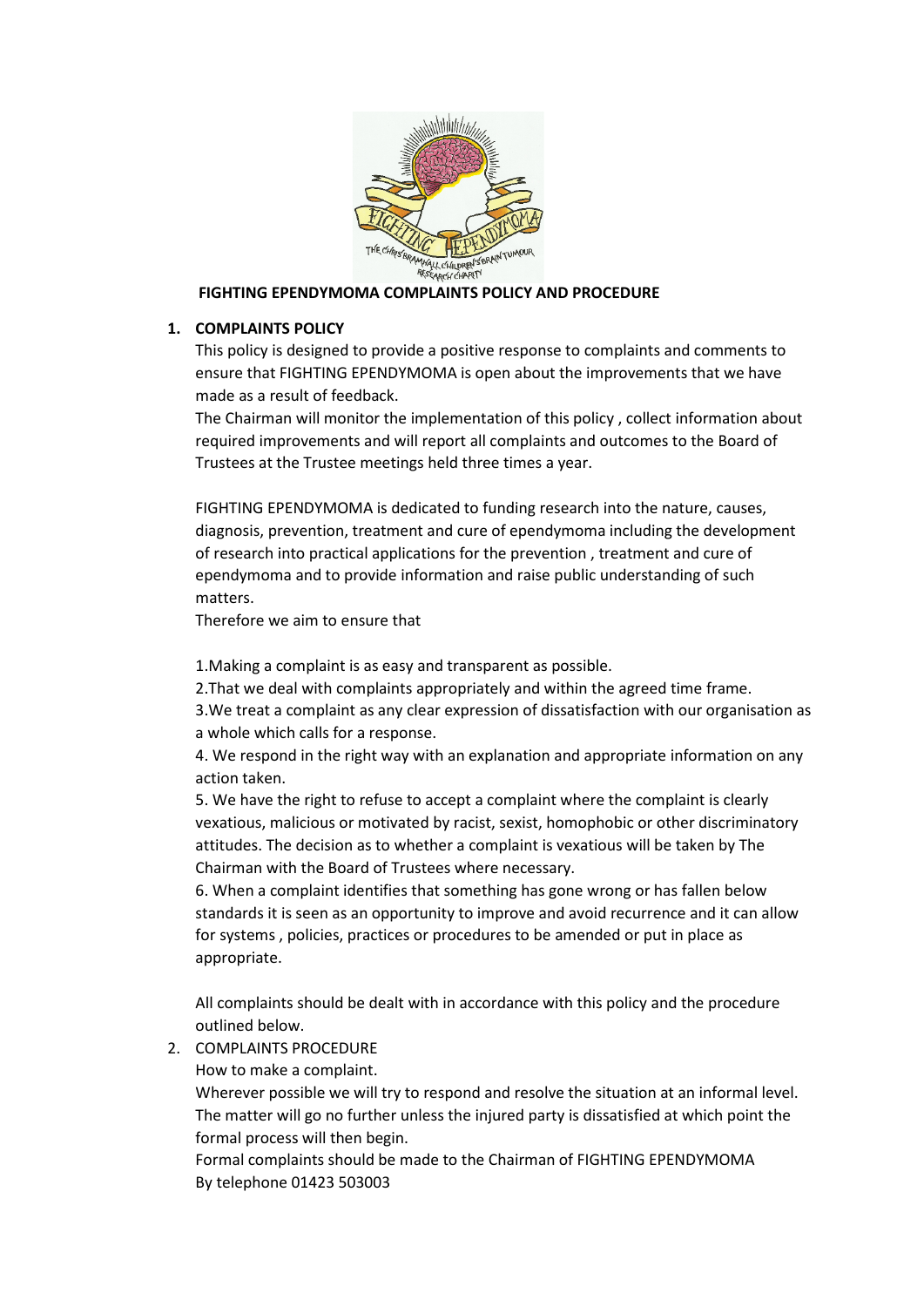**FIGHTING EPENDYMOMA COMPLAINTS POLICY AND PROCEDURE**

1. **COMPLAINTS POLICY**

This policy is designed to provide a positive response to complaints and comments to ensure that FIGHTING EPENDYMOMA is open about the improvements that we have made as a result of feedback.

The Chairman will monitor the implementation of this policy , collect information about required improvements and will report all complaints and outcomes to the Board of Trustees at the Trustee meetings held three times a year.

FIGHTING EPENDYMOMA is dedicated to funding research into the nature, causes, diagnosis, prevention, treatment and cure of ependymoma including the development of research into practical applications for the prevention , treatment and cure of ependymoma and to provide information and raise public understanding of such matters.

Therefore we aim to ensure that

1.Making a complaint is as easy and transparent as possible.

2.That we deal with complaints appropriately and within the agreed time frame.

3.We treat a complaint as any clear expression of dissatisfaction with our organisation as a whole which calls for a response.

4. We respond in the right way with an explanation and appropriate information on any action taken.

5. We have the right to refuse to accept a complaint where the complaint is clearly vexatious, malicious or motivated by racist, sexist, homophobic or other discriminatory attitudes. The decision as to whether a complaint is vexatious will be taken by The Chairman with the Board of Trustees where necessary.

6. When a complaint identifies that something has gone wrong or has fallen below standards it is seen as an opportunity to improve and avoid recurrence and it can allow for systems , policies, practices or procedures to be amended or put in place as appropriate.

All complaints should be dealt with in accordance with this policy and the procedure outlined below.

2. COMPLAINTS PROCEDURE

How to make a complaint.

Wherever possible we will try to respond and resolve the situation at an informal level. The matter will go no further unless the injured party is dissatisfied at which point the formal process will then begin.

Formal complaints should be made to the Chairman of FIGHTING EPENDYMOMA

By telephone 01423 503003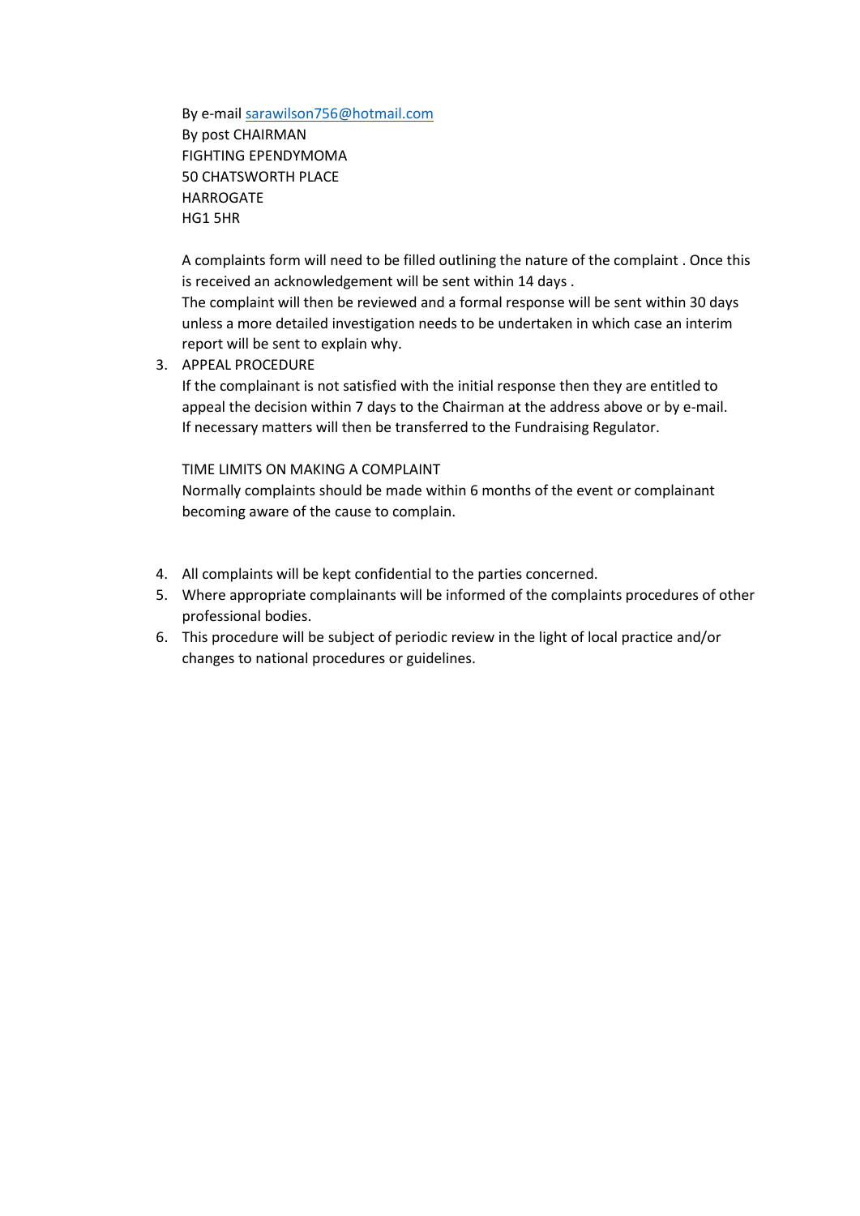By e-mail sarawilson756@hotmail.com
By post CHAIRMAN
FIGHTING EPENDYMOMA
50 CHATSWORTH PLACE
HARROGATE
HG1 5HR

A complaints form will need to be filled outlining the nature of the complaint . Once this is received an acknowledgement will be sent within 14 days .
The complaint will then be reviewed and a formal response will be sent within 30 days unless a more detailed investigation needs to be undertaken in which case an interim report will be sent to explain why.

3. APPEAL PROCEDURE

   If the complainant is not satisfied with the initial response then they are entitled to appeal the decision within 7 days to the Chairman at the address above or by e-mail.
   If necessary matters will then be transferred to the Fundraising Regulator.

   TIME LIMITS ON MAKING A COMPLAINT

   Normally complaints should be made within 6 months of the event or complainant becoming aware of the cause to complain.

4. All complaints will be kept confidential to the parties concerned.
5. Where appropriate complainants will be informed of the complaints procedures of other professional bodies.
6. This procedure will be subject of periodic review in the light of local practice and/or changes to national procedures or guidelines.